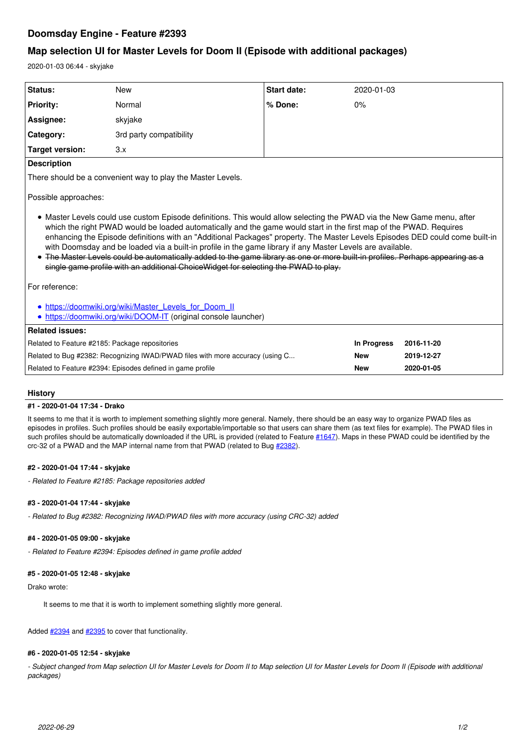# Doomsday Engine - Feature #2393

## Map selection UI for Master Levels for Doom II (Episode with additional packages)

2020-01-03 06:44 - skyjake

| Status: | New | Start date: | 2020-01-03 |
|---|---|---|---|
| Priority: | Normal | % Done: | 0% |
| Assignee: | skyjake | | |
| Category: | 3rd party compatibility | | |
| Target version: | 3.x | | |

**Description**

There should be a convenient way to play the Master Levels.

Possible approaches:

- Master Levels could use custom Episode definitions. This would allow selecting the PWAD via the New Game menu, after which the right PWAD would be loaded automatically and the game would start in the first map of the PWAD. Requires enhancing the Episode definitions with an "Additional Packages" property. The Master Levels Episodes DED could come built-in with Doomsday and be loaded via a built-in profile in the game library if any Master Levels are available.
- ~~The Master Levels could be automatically added to the game library as one or more built-in profiles. Perhaps appearing as a single game profile with an additional ChoiceWidget for selecting the PWAD to play.~~

For reference:

- https://doomwiki.org/wiki/Master_Levels_for_Doom_II
- https://doomwiki.org/wiki/DOOM-IT (original console launcher)

**Related issues:**

| | | |
|---|---|---|
| Related to Feature #2185: Package repositories | **In Progress** | **2016-11-20** |
| Related to Bug #2382: Recognizing IWAD/PWAD files with more accuracy (using C... | **New** | **2019-12-27** |
| Related to Feature #2394: Episodes defined in game profile | **New** | **2020-01-05** |

### History

**#1 - 2020-01-04 17:34 - Drako**

It seems to me that it is worth to implement something slightly more general. Namely, there should be an easy way to organize PWAD files as episodes in profiles. Such profiles should be easily exportable/importable so that users can share them (as text files for example). The PWAD files in such profiles should be automatically downloaded if the URL is provided (related to Feature #1647). Maps in these PWAD could be identified by the crc-32 of a PWAD and the MAP internal name from that PWAD (related to Bug #2382).

**#2 - 2020-01-04 17:44 - skyjake**

*- Related to Feature #2185: Package repositories added*

**#3 - 2020-01-04 17:44 - skyjake**

*- Related to Bug #2382: Recognizing IWAD/PWAD files with more accuracy (using CRC-32) added*

**#4 - 2020-01-05 09:00 - skyjake**

*- Related to Feature #2394: Episodes defined in game profile added*

**#5 - 2020-01-05 12:48 - skyjake**

Drako wrote:

> It seems to me that it is worth to implement something slightly more general.

Added #2394 and #2395 to cover that functionality.

**#6 - 2020-01-05 12:54 - skyjake**

*- Subject changed from Map selection UI for Master Levels for Doom II to Map selection UI for Master Levels for Doom II (Episode with additional packages)*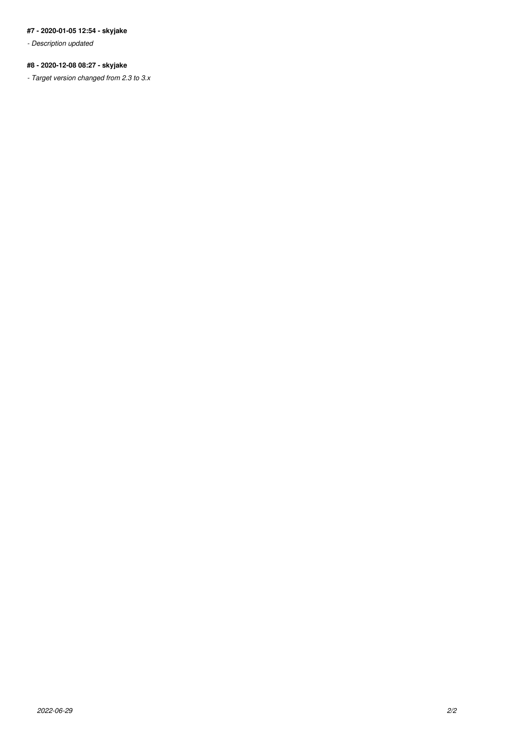#### #7 - 2020-01-05 12:54 - skyjake

*- Description updated*

#### #8 - 2020-12-08 08:27 - skyjake

*- Target version changed from 2.3 to 3.x*